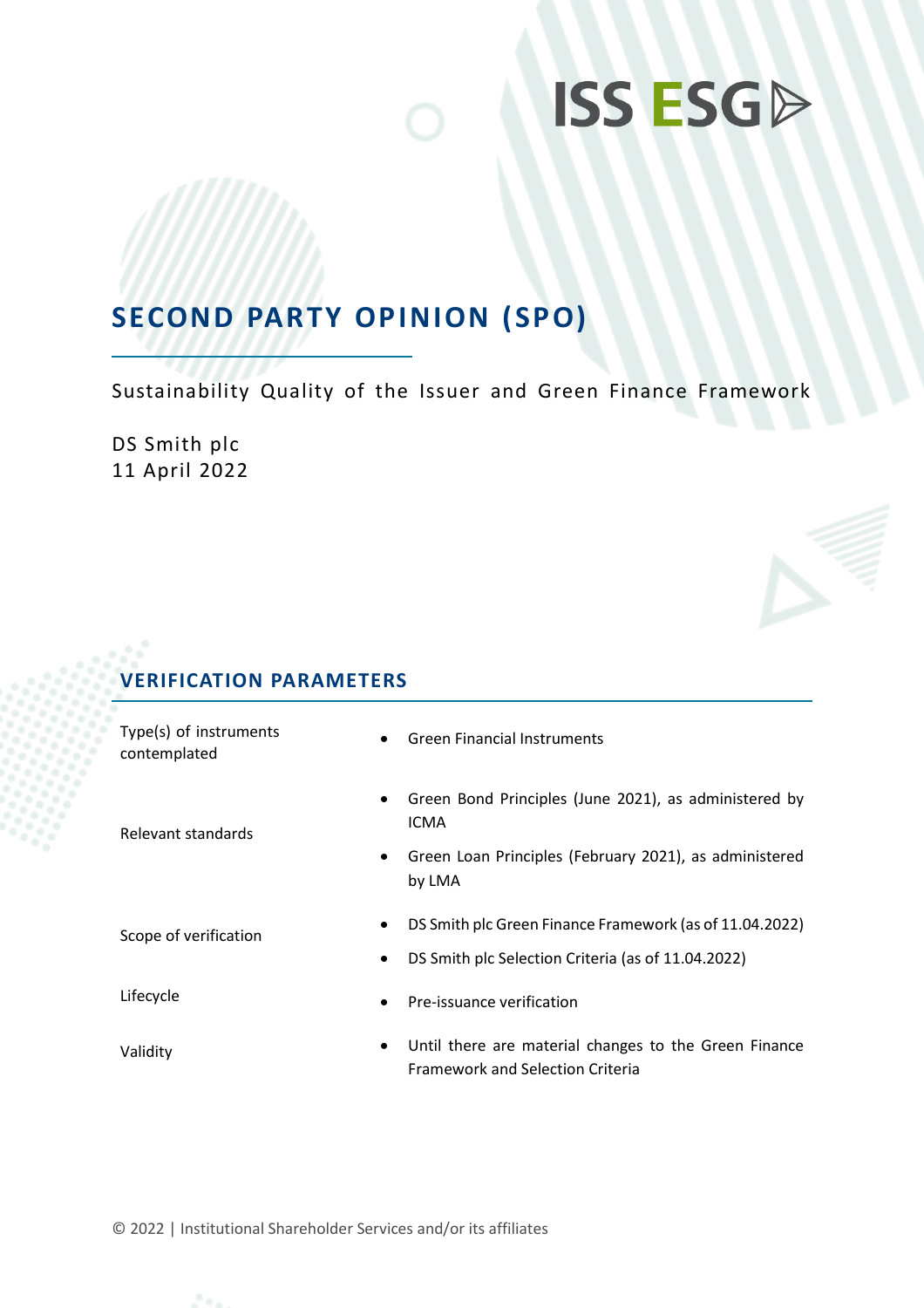ISS ESG

# SECOND PARTY OPINION (SPO)

Sustainability Quality of the Issuer and Green Finance Framework

DS Smith plc
11 April 2022

## VERIFICATION PARAMETERS

| | |
|---|---|
| Type(s) of instruments contemplated | • Green Financial Instruments |
| Relevant standards | • Green Bond Principles (June 2021), as administered by ICMA<br>• Green Loan Principles (February 2021), as administered by LMA |
| Scope of verification | • DS Smith plc Green Finance Framework (as of 11.04.2022)<br>• DS Smith plc Selection Criteria (as of 11.04.2022) |
| Lifecycle | • Pre-issuance verification |
| Validity | • Until there are material changes to the Green Finance Framework and Selection Criteria |

© 2022 | Institutional Shareholder Services and/or its affiliates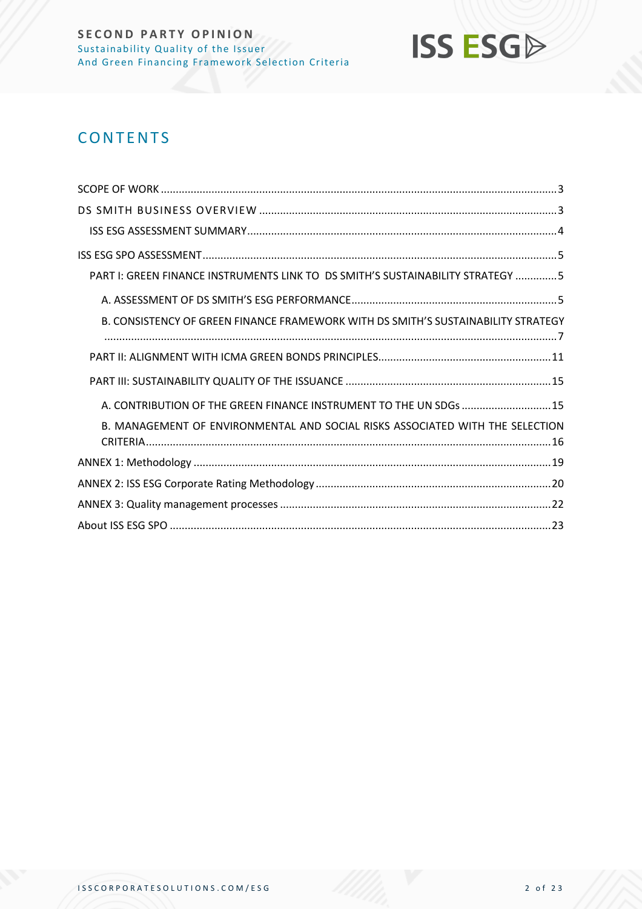# CONTENTS

SCOPE OF WORK .......... 3

DS SMITH BUSINESS OVERVIEW .......... 3

- ISS ESG ASSESSMENT SUMMARY .......... 4

ISS ESG SPO ASSESSMENT .......... 5

- PART I: GREEN FINANCE INSTRUMENTS LINK TO DS SMITH'S SUSTAINABILITY STRATEGY .......... 5
  - A. ASSESSMENT OF DS SMITH'S ESG PERFORMANCE .......... 5
  - B. CONSISTENCY OF GREEN FINANCE FRAMEWORK WITH DS SMITH'S SUSTAINABILITY STRATEGY .......... 7
- PART II: ALIGNMENT WITH ICMA GREEN BONDS PRINCIPLES .......... 11
- PART III: SUSTAINABILITY QUALITY OF THE ISSUANCE .......... 15
  - A. CONTRIBUTION OF THE GREEN FINANCE INSTRUMENT TO THE UN SDGs .......... 15
  - B. MANAGEMENT OF ENVIRONMENTAL AND SOCIAL RISKS ASSOCIATED WITH THE SELECTION CRITERIA .......... 16

ANNEX 1: Methodology .......... 19

ANNEX 2: ISS ESG Corporate Rating Methodology .......... 20

ANNEX 3: Quality management processes .......... 22

About ISS ESG SPO .......... 23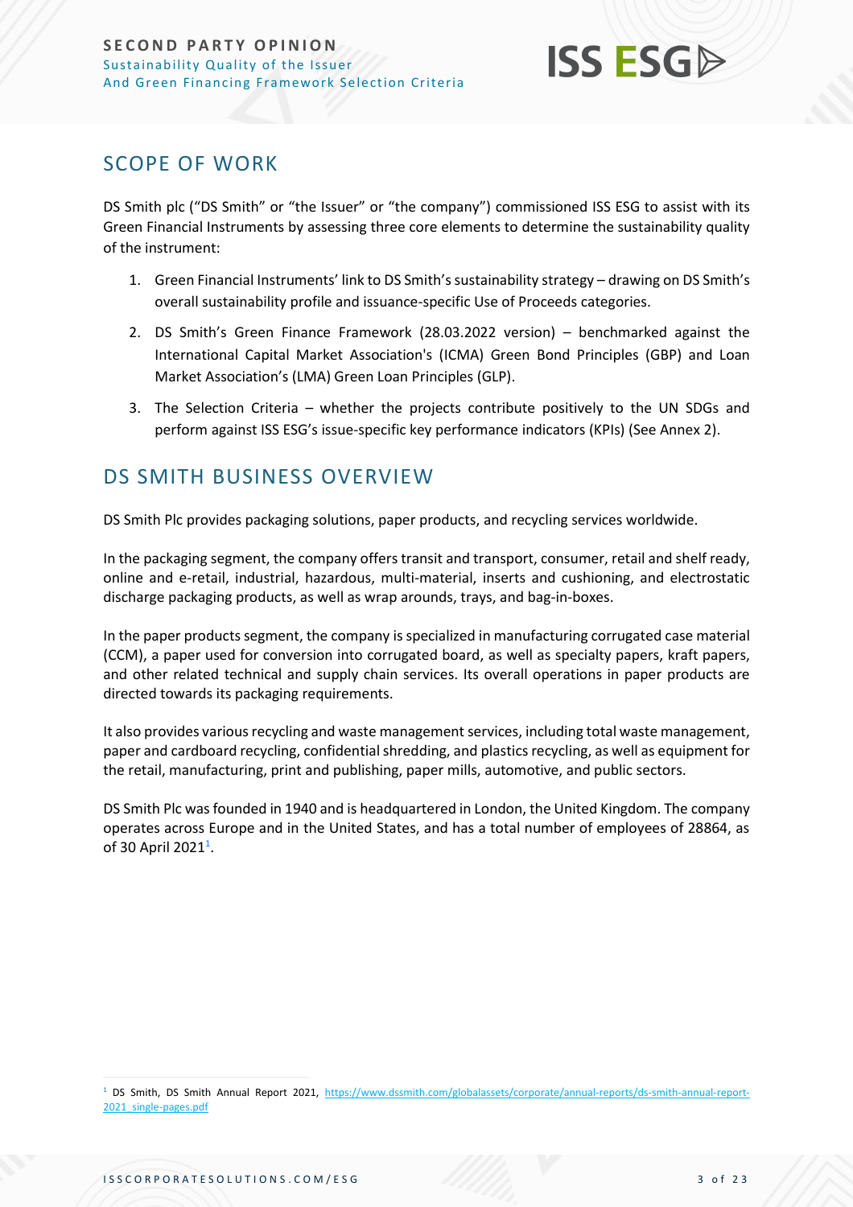## SCOPE OF WORK

DS Smith plc ("DS Smith" or "the Issuer" or "the company") commissioned ISS ESG to assist with its Green Financial Instruments by assessing three core elements to determine the sustainability quality of the instrument:

1. Green Financial Instruments' link to DS Smith's sustainability strategy – drawing on DS Smith's overall sustainability profile and issuance-specific Use of Proceeds categories.
2. DS Smith's Green Finance Framework (28.03.2022 version) – benchmarked against the International Capital Market Association's (ICMA) Green Bond Principles (GBP) and Loan Market Association's (LMA) Green Loan Principles (GLP).
3. The Selection Criteria – whether the projects contribute positively to the UN SDGs and perform against ISS ESG's issue-specific key performance indicators (KPIs) (See Annex 2).

## DS SMITH BUSINESS OVERVIEW

DS Smith Plc provides packaging solutions, paper products, and recycling services worldwide.

In the packaging segment, the company offers transit and transport, consumer, retail and shelf ready, online and e-retail, industrial, hazardous, multi-material, inserts and cushioning, and electrostatic discharge packaging products, as well as wrap arounds, trays, and bag-in-boxes.

In the paper products segment, the company is specialized in manufacturing corrugated case material (CCM), a paper used for conversion into corrugated board, as well as specialty papers, kraft papers, and other related technical and supply chain services. Its overall operations in paper products are directed towards its packaging requirements.

It also provides various recycling and waste management services, including total waste management, paper and cardboard recycling, confidential shredding, and plastics recycling, as well as equipment for the retail, manufacturing, print and publishing, paper mills, automotive, and public sectors.

DS Smith Plc was founded in 1940 and is headquartered in London, the United Kingdom. The company operates across Europe and in the United States, and has a total number of employees of 28864, as of 30 April 2021[1].

[1] DS Smith, DS Smith Annual Report 2021, https://www.dssmith.com/globalassets/corporate/annual-reports/ds-smith-annual-report-2021_single-pages.pdf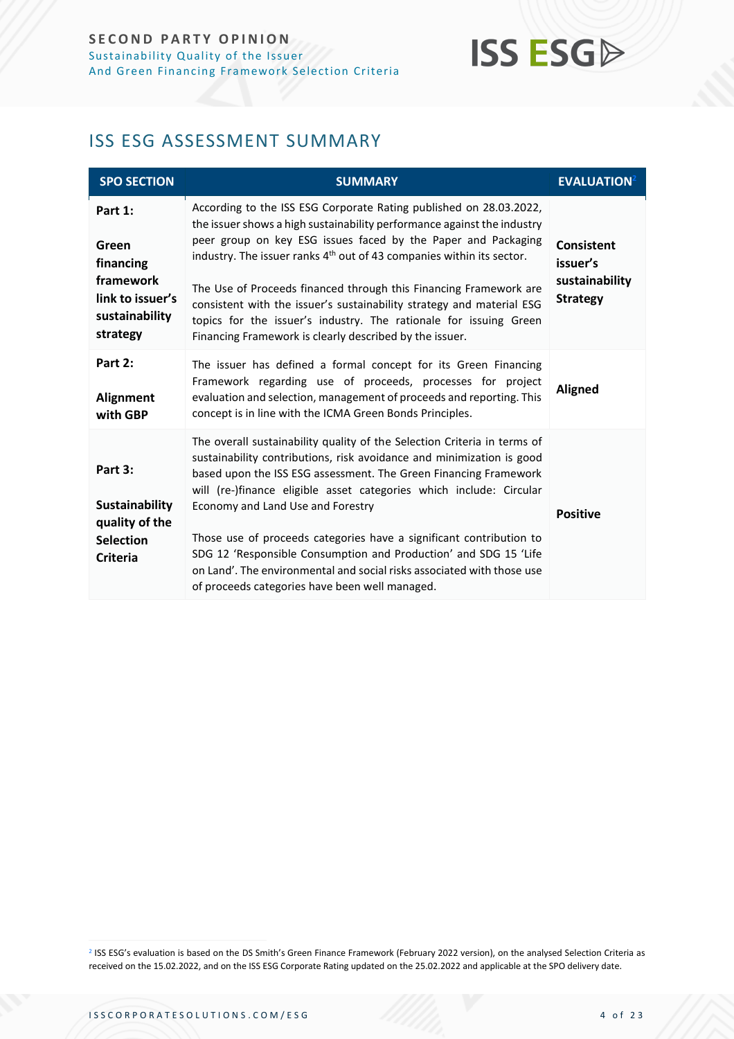## ISS ESG ASSESSMENT SUMMARY

| SPO SECTION | SUMMARY | EVALUATION[2] |
|---|---|---|
| **Part 1: Green financing framework link to issuer's sustainability strategy** | According to the ISS ESG Corporate Rating published on 28.03.2022, the issuer shows a high sustainability performance against the industry peer group on key ESG issues faced by the Paper and Packaging industry. The issuer ranks 4th out of 43 companies within its sector.<br><br>The Use of Proceeds financed through this Financing Framework are consistent with the issuer's sustainability strategy and material ESG topics for the issuer's industry. The rationale for issuing Green Financing Framework is clearly described by the issuer. | **Consistent issuer's sustainability Strategy** |
| **Part 2: Alignment with GBP** | The issuer has defined a formal concept for its Green Financing Framework regarding use of proceeds, processes for project evaluation and selection, management of proceeds and reporting. This concept is in line with the ICMA Green Bonds Principles. | **Aligned** |
| **Part 3: Sustainability quality of the Selection Criteria** | The overall sustainability quality of the Selection Criteria in terms of sustainability contributions, risk avoidance and minimization is good based upon the ISS ESG assessment. The Green Financing Framework will (re-)finance eligible asset categories which include: Circular Economy and Land Use and Forestry<br><br>Those use of proceeds categories have a significant contribution to SDG 12 'Responsible Consumption and Production' and SDG 15 'Life on Land'. The environmental and social risks associated with those use of proceeds categories have been well managed. | **Positive** |

[2] ISS ESG's evaluation is based on the DS Smith's Green Finance Framework (February 2022 version), on the analysed Selection Criteria as received on the 15.02.2022, and on the ISS ESG Corporate Rating updated on the 25.02.2022 and applicable at the SPO delivery date.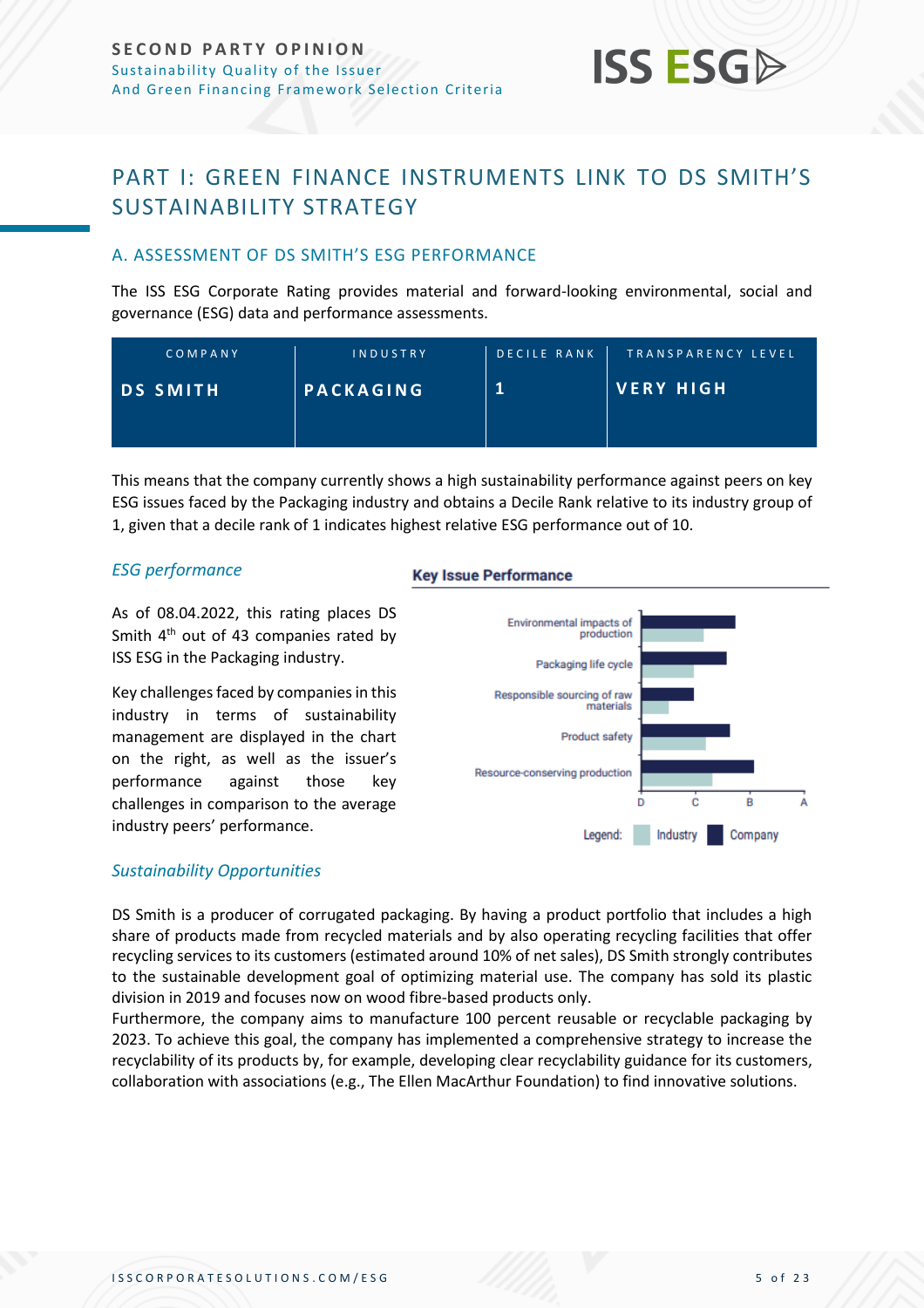# PART I: GREEN FINANCE INSTRUMENTS LINK TO DS SMITH'S SUSTAINABILITY STRATEGY

## A. ASSESSMENT OF DS SMITH'S ESG PERFORMANCE

The ISS ESG Corporate Rating provides material and forward-looking environmental, social and governance (ESG) data and performance assessments.

| COMPANY | INDUSTRY | DECILE RANK | TRANSPARENCY LEVEL |
|---|---|---|---|
| **DS SMITH** | **PACKAGING** | **1** | **VERY HIGH** |

This means that the company currently shows a high sustainability performance against peers on key ESG issues faced by the Packaging industry and obtains a Decile Rank relative to its industry group of 1, given that a decile rank of 1 indicates highest relative ESG performance out of 10.

### *ESG performance*

As of 08.04.2022, this rating places DS Smith 4th out of 43 companies rated by ISS ESG in the Packaging industry.

Key challenges faced by companies in this industry in terms of sustainability management are displayed in the chart on the right, as well as the issuer's performance against those key challenges in comparison to the average industry peers' performance.

**Key Issue Performance**

Environmental impacts of production
Packaging life cycle
Responsible sourcing of raw materials
Product safety
Resource-conserving production

D C B A

Legend: Industry Company

### *Sustainability Opportunities*

DS Smith is a producer of corrugated packaging. By having a product portfolio that includes a high share of products made from recycled materials and by also operating recycling facilities that offer recycling services to its customers (estimated around 10% of net sales), DS Smith strongly contributes to the sustainable development goal of optimizing material use. The company has sold its plastic division in 2019 and focuses now on wood fibre-based products only.

Furthermore, the company aims to manufacture 100 percent reusable or recyclable packaging by 2023. To achieve this goal, the company has implemented a comprehensive strategy to increase the recyclability of its products by, for example, developing clear recyclability guidance for its customers, collaboration with associations (e.g., The Ellen MacArthur Foundation) to find innovative solutions.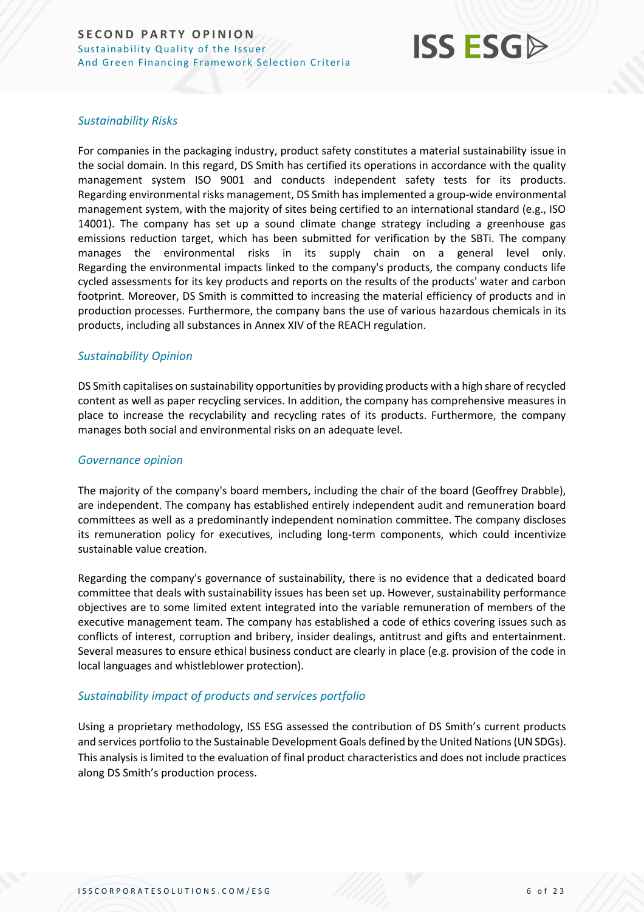### *Sustainability Risks*

For companies in the packaging industry, product safety constitutes a material sustainability issue in the social domain. In this regard, DS Smith has certified its operations in accordance with the quality management system ISO 9001 and conducts independent safety tests for its products. Regarding environmental risks management, DS Smith has implemented a group-wide environmental management system, with the majority of sites being certified to an international standard (e.g., ISO 14001). The company has set up a sound climate change strategy including a greenhouse gas emissions reduction target, which has been submitted for verification by the SBTi. The company manages the environmental risks in its supply chain on a general level only. Regarding the environmental impacts linked to the company's products, the company conducts life cycled assessments for its key products and reports on the results of the products' water and carbon footprint. Moreover, DS Smith is committed to increasing the material efficiency of products and in production processes. Furthermore, the company bans the use of various hazardous chemicals in its products, including all substances in Annex XIV of the REACH regulation.

### *Sustainability Opinion*

DS Smith capitalises on sustainability opportunities by providing products with a high share of recycled content as well as paper recycling services. In addition, the company has comprehensive measures in place to increase the recyclability and recycling rates of its products. Furthermore, the company manages both social and environmental risks on an adequate level.

### *Governance opinion*

The majority of the company's board members, including the chair of the board (Geoffrey Drabble), are independent. The company has established entirely independent audit and remuneration board committees as well as a predominantly independent nomination committee. The company discloses its remuneration policy for executives, including long-term components, which could incentivize sustainable value creation.

Regarding the company's governance of sustainability, there is no evidence that a dedicated board committee that deals with sustainability issues has been set up. However, sustainability performance objectives are to some limited extent integrated into the variable remuneration of members of the executive management team. The company has established a code of ethics covering issues such as conflicts of interest, corruption and bribery, insider dealings, antitrust and gifts and entertainment. Several measures to ensure ethical business conduct are clearly in place (e.g. provision of the code in local languages and whistleblower protection).

### *Sustainability impact of products and services portfolio*

Using a proprietary methodology, ISS ESG assessed the contribution of DS Smith's current products and services portfolio to the Sustainable Development Goals defined by the United Nations (UN SDGs). This analysis is limited to the evaluation of final product characteristics and does not include practices along DS Smith's production process.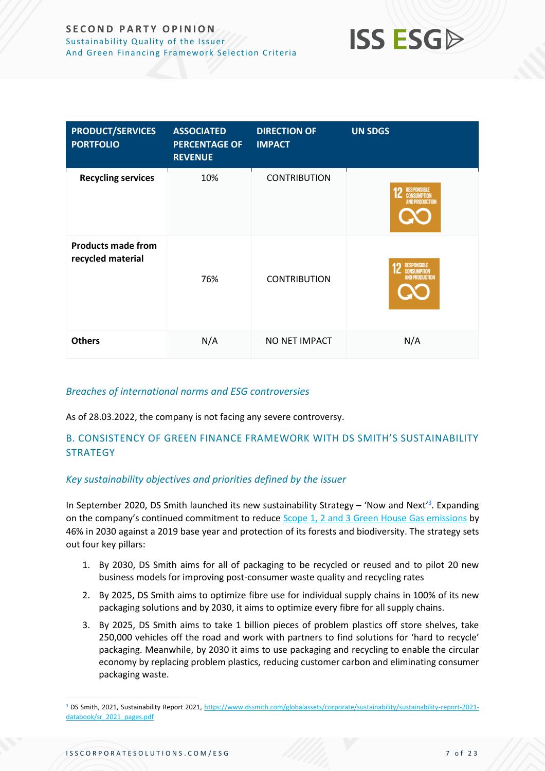| PRODUCT/SERVICES PORTFOLIO | ASSOCIATED PERCENTAGE OF REVENUE | DIRECTION OF IMPACT | UN SDGS |
|---|---|---|---|
| **Recycling services** | 10% | CONTRIBUTION | 12 RESPONSIBLE CONSUMPTION AND PRODUCTION |
| **Products made from recycled material** | 76% | CONTRIBUTION | 12 RESPONSIBLE CONSUMPTION AND PRODUCTION |
| **Others** | N/A | NO NET IMPACT | N/A |

### *Breaches of international norms and ESG controversies*

As of 28.03.2022, the company is not facing any severe controversy.

## B. CONSISTENCY OF GREEN FINANCE FRAMEWORK WITH DS SMITH'S SUSTAINABILITY STRATEGY

### *Key sustainability objectives and priorities defined by the issuer*

In September 2020, DS Smith launched its new sustainability Strategy – 'Now and Next'[3]. Expanding on the company's continued commitment to reduce Scope 1, 2 and 3 Green House Gas emissions by 46% in 2030 against a 2019 base year and protection of its forests and biodiversity. The strategy sets out four key pillars:

1. By 2030, DS Smith aims for all of packaging to be recycled or reused and to pilot 20 new business models for improving post-consumer waste quality and recycling rates
2. By 2025, DS Smith aims to optimize fibre use for individual supply chains in 100% of its new packaging solutions and by 2030, it aims to optimize every fibre for all supply chains.
3. By 2025, DS Smith aims to take 1 billion pieces of problem plastics off store shelves, take 250,000 vehicles off the road and work with partners to find solutions for 'hard to recycle' packaging. Meanwhile, by 2030 it aims to use packaging and recycling to enable the circular economy by replacing problem plastics, reducing customer carbon and eliminating consumer packaging waste.

[3] DS Smith, 2021, Sustainability Report 2021, https://www.dssmith.com/globalassets/corporate/sustainability/sustainability-report-2021-databook/sr_2021_pages.pdf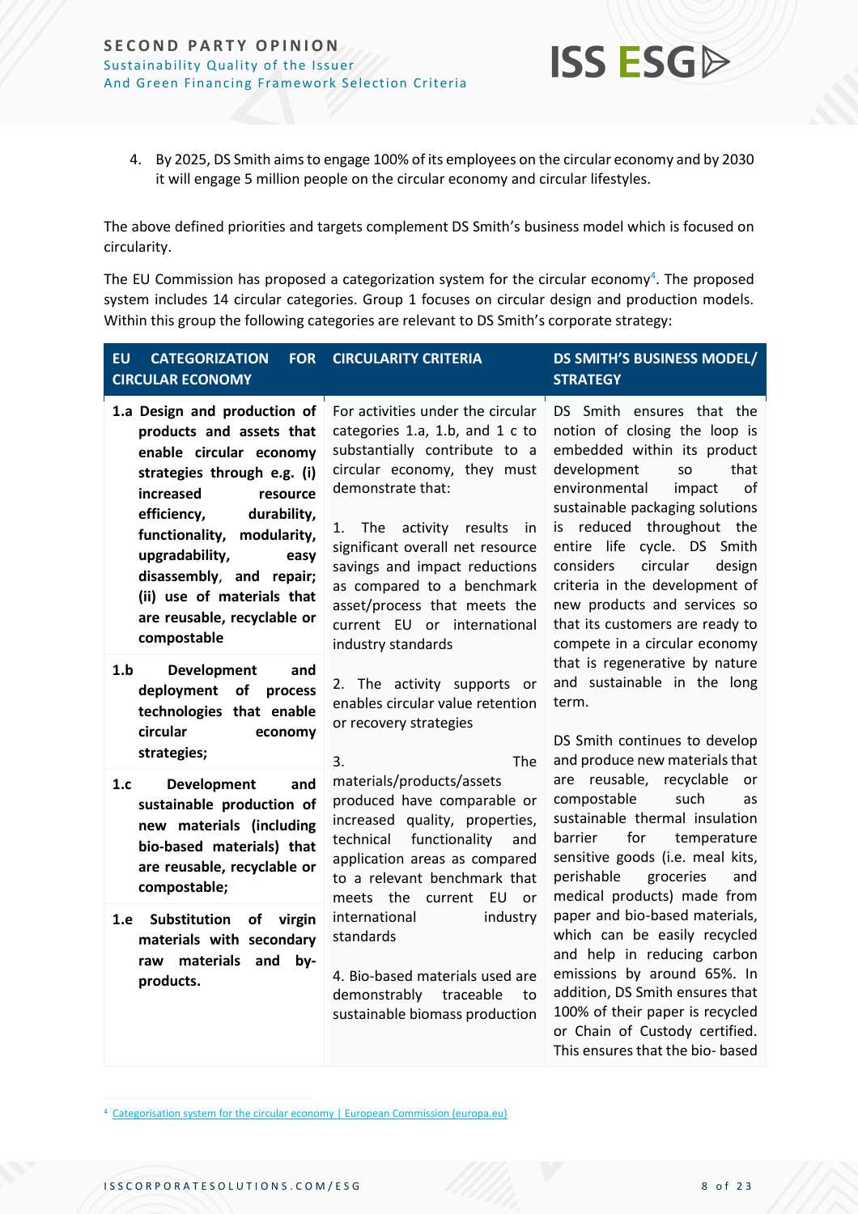4. By 2025, DS Smith aims to engage 100% of its employees on the circular economy and by 2030 it will engage 5 million people on the circular economy and circular lifestyles.

The above defined priorities and targets complement DS Smith's business model which is focused on circularity.

The EU Commission has proposed a categorization system for the circular economy[4]. The proposed system includes 14 circular categories. Group 1 focuses on circular design and production models. Within this group the following categories are relevant to DS Smith's corporate strategy:

| EU CATEGORIZATION FOR CIRCULAR ECONOMY | CIRCULARITY CRITERIA | DS SMITH'S BUSINESS MODEL/ STRATEGY |
|---|---|---|
| **1.a Design and production of products and assets that enable circular economy strategies through e.g. (i) increased resource efficiency, durability, functionality, modularity, upgradability, easy disassembly, and repair; (ii) use of materials that are reusable, recyclable or compostable**<br><br>**1.b Development and deployment of process technologies that enable circular economy strategies;**<br><br>**1.c Development and sustainable production of new materials (including bio-based materials) that are reusable, recyclable or compostable;**<br><br>**1.e Substitution of virgin materials with secondary raw materials and by-products.** | For activities under the circular categories 1.a, 1.b, and 1 c to substantially contribute to a circular economy, they must demonstrate that:<br><br>1. The activity results in significant overall net resource savings and impact reductions as compared to a benchmark asset/process that meets the current EU or international industry standards<br><br>2. The activity supports or enables circular value retention or recovery strategies<br><br>3. The materials/products/assets produced have comparable or increased quality, properties, technical functionality and application areas as compared to a relevant benchmark that meets the current EU or international industry standards<br><br>4. Bio-based materials used are demonstrably traceable to sustainable biomass production | DS Smith ensures that the notion of closing the loop is embedded within its product development so that environmental impact of sustainable packaging solutions is reduced throughout the entire life cycle. DS Smith considers circular design criteria in the development of new products and services so that its customers are ready to compete in a circular economy that is regenerative by nature and sustainable in the long term.<br><br>DS Smith continues to develop and produce new materials that are reusable, recyclable or compostable such as sustainable thermal insulation barrier for temperature sensitive goods (i.e. meal kits, perishable groceries and medical products) made from paper and bio-based materials, which can be easily recycled and help in reducing carbon emissions by around 65%. In addition, DS Smith ensures that 100% of their paper is recycled or Chain of Custody certified. This ensures that the bio- based |

[4] Categorisation system for the circular economy | European Commission (europa.eu)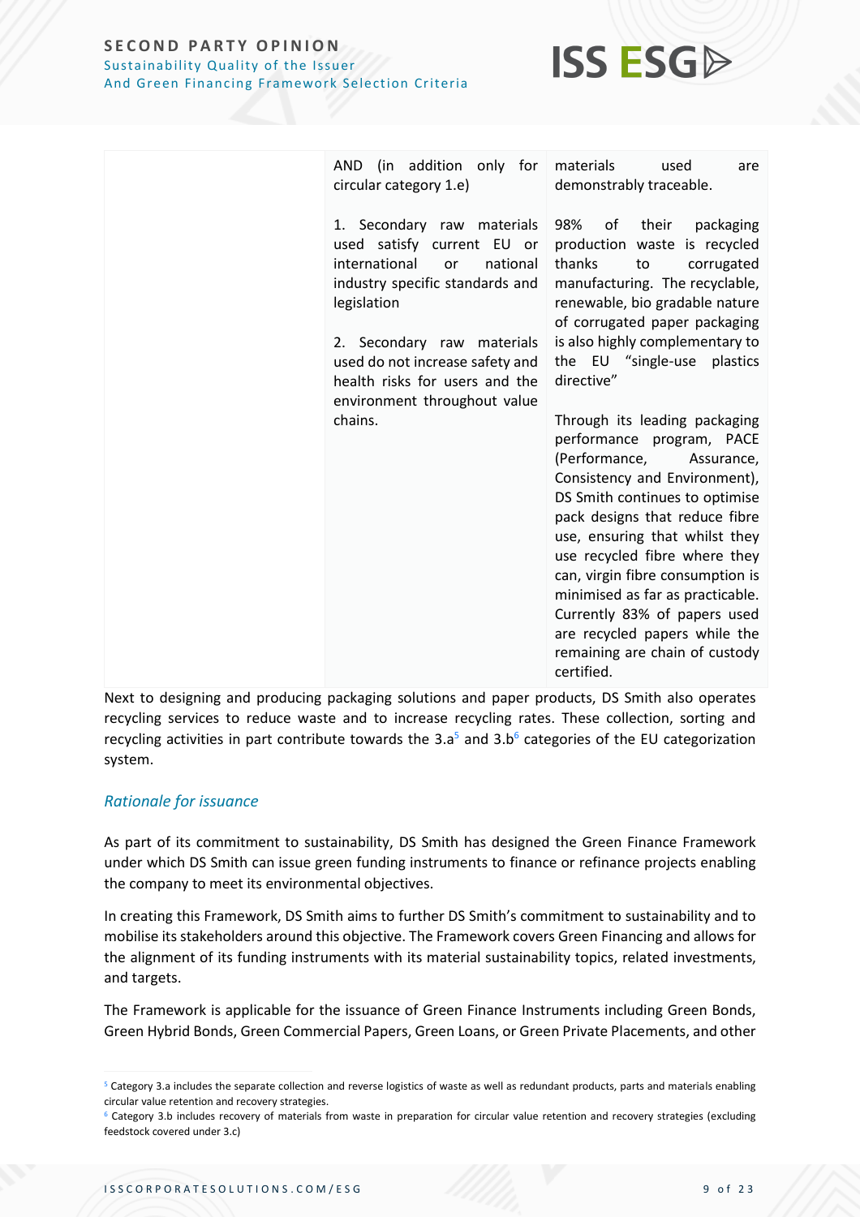| | | |
|---|---|---|
| | AND (in addition only for circular category 1.e)<br><br>1. Secondary raw materials used satisfy current EU or international or national industry specific standards and legislation<br><br>2. Secondary raw materials used do not increase safety and health risks for users and the environment throughout value chains. | materials used are demonstrably traceable.<br><br>98% of their packaging production waste is recycled thanks to corrugated manufacturing. The recyclable, renewable, bio gradable nature of corrugated paper packaging is also highly complementary to the EU "single-use plastics directive"<br><br>Through its leading packaging performance program, PACE (Performance, Assurance, Consistency and Environment), DS Smith continues to optimise pack designs that reduce fibre use, ensuring that whilst they use recycled fibre where they can, virgin fibre consumption is minimised as far as practicable. Currently 83% of papers used are recycled papers while the remaining are chain of custody certified. |

Next to designing and producing packaging solutions and paper products, DS Smith also operates recycling services to reduce waste and to increase recycling rates. These collection, sorting and recycling activities in part contribute towards the 3.a[5] and 3.b[6] categories of the EU categorization system.

### *Rationale for issuance*

As part of its commitment to sustainability, DS Smith has designed the Green Finance Framework under which DS Smith can issue green funding instruments to finance or refinance projects enabling the company to meet its environmental objectives.

In creating this Framework, DS Smith aims to further DS Smith's commitment to sustainability and to mobilise its stakeholders around this objective. The Framework covers Green Financing and allows for the alignment of its funding instruments with its material sustainability topics, related investments, and targets.

The Framework is applicable for the issuance of Green Finance Instruments including Green Bonds, Green Hybrid Bonds, Green Commercial Papers, Green Loans, or Green Private Placements, and other

[5] Category 3.a includes the separate collection and reverse logistics of waste as well as redundant products, parts and materials enabling circular value retention and recovery strategies.

[6] Category 3.b includes recovery of materials from waste in preparation for circular value retention and recovery strategies (excluding feedstock covered under 3.c)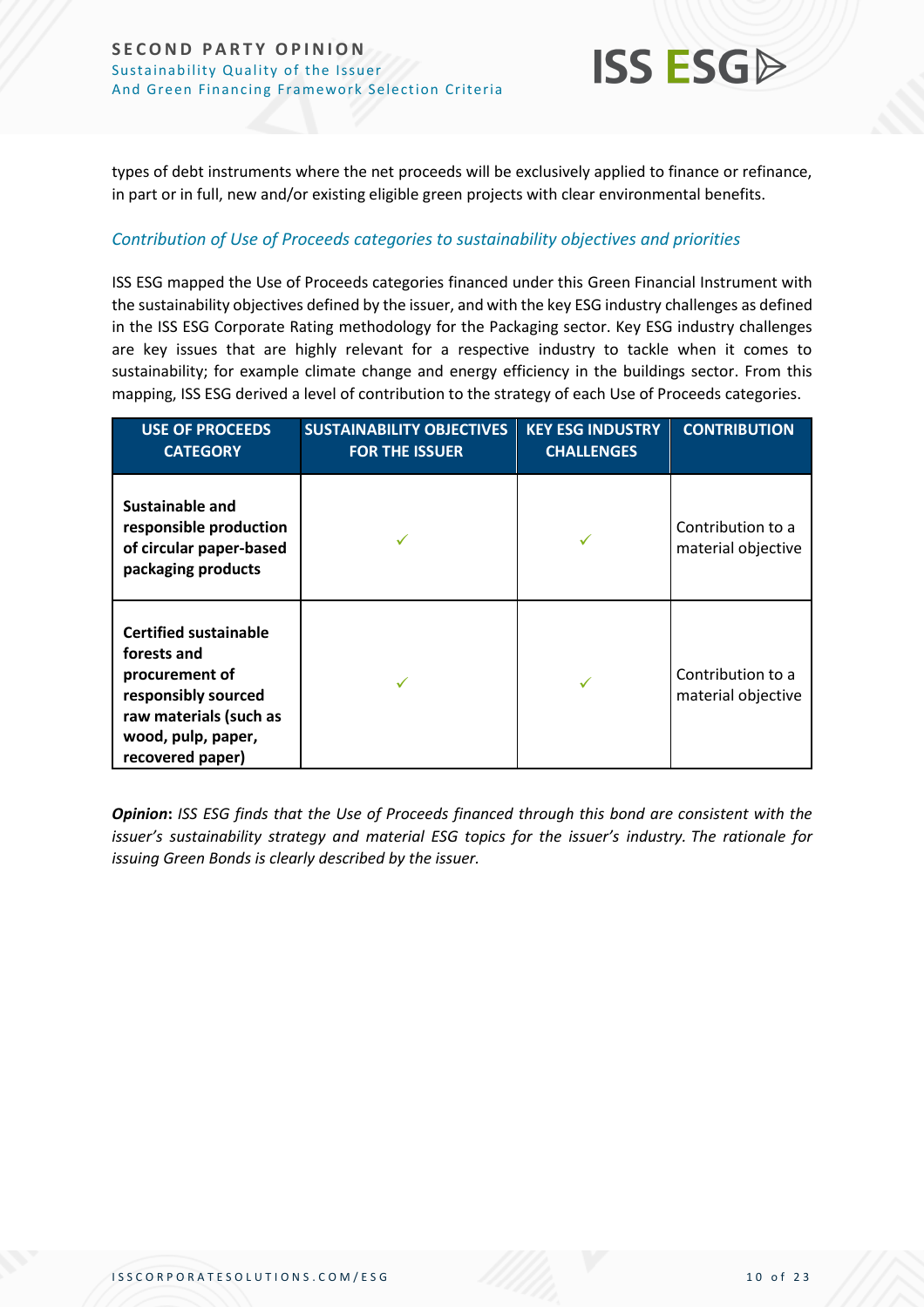types of debt instruments where the net proceeds will be exclusively applied to finance or refinance, in part or in full, new and/or existing eligible green projects with clear environmental benefits.

### *Contribution of Use of Proceeds categories to sustainability objectives and priorities*

ISS ESG mapped the Use of Proceeds categories financed under this Green Financial Instrument with the sustainability objectives defined by the issuer, and with the key ESG industry challenges as defined in the ISS ESG Corporate Rating methodology for the Packaging sector. Key ESG industry challenges are key issues that are highly relevant for a respective industry to tackle when it comes to sustainability; for example climate change and energy efficiency in the buildings sector. From this mapping, ISS ESG derived a level of contribution to the strategy of each Use of Proceeds categories.

| USE OF PROCEEDS CATEGORY | SUSTAINABILITY OBJECTIVES FOR THE ISSUER | KEY ESG INDUSTRY CHALLENGES | CONTRIBUTION |
|---|---|---|---|
| **Sustainable and responsible production of circular paper-based packaging products** | ✓ | ✓ | Contribution to a material objective |
| **Certified sustainable forests and procurement of responsibly sourced raw materials (such as wood, pulp, paper, recovered paper)** | ✓ | ✓ | Contribution to a material objective |

***Opinion**: ISS ESG finds that the Use of Proceeds financed through this bond are consistent with the issuer's sustainability strategy and material ESG topics for the issuer's industry. The rationale for issuing Green Bonds is clearly described by the issuer.*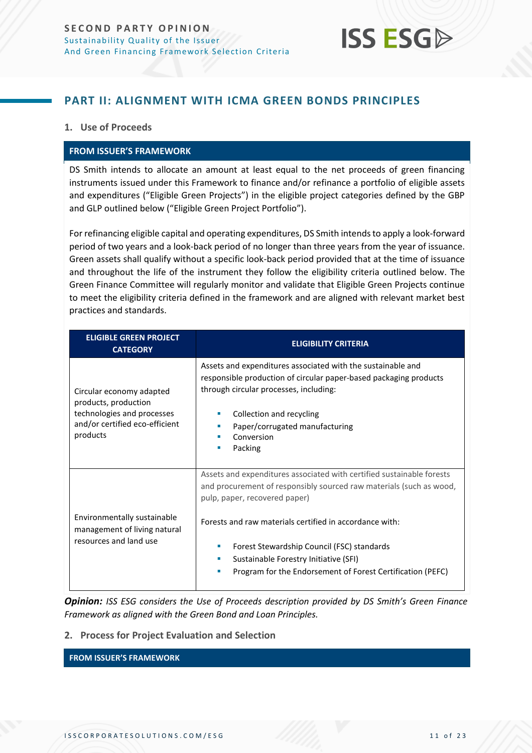## PART II: ALIGNMENT WITH ICMA GREEN BONDS PRINCIPLES

### 1. Use of Proceeds

**FROM ISSUER'S FRAMEWORK**

DS Smith intends to allocate an amount at least equal to the net proceeds of green financing instruments issued under this Framework to finance and/or refinance a portfolio of eligible assets and expenditures ("Eligible Green Projects") in the eligible project categories defined by the GBP and GLP outlined below ("Eligible Green Project Portfolio").

For refinancing eligible capital and operating expenditures, DS Smith intends to apply a look-forward period of two years and a look-back period of no longer than three years from the year of issuance. Green assets shall qualify without a specific look-back period provided that at the time of issuance and throughout the life of the instrument they follow the eligibility criteria outlined below. The Green Finance Committee will regularly monitor and validate that Eligible Green Projects continue to meet the eligibility criteria defined in the framework and are aligned with relevant market best practices and standards.

| ELIGIBLE GREEN PROJECT CATEGORY | ELIGIBILITY CRITERIA |
|---|---|
| Circular economy adapted products, production technologies and processes and/or certified eco-efficient products | Assets and expenditures associated with the sustainable and responsible production of circular paper-based packaging products through circular processes, including:<br>▪ Collection and recycling<br>▪ Paper/corrugated manufacturing<br>▪ Conversion<br>▪ Packing |
| Environmentally sustainable management of living natural resources and land use | Assets and expenditures associated with certified sustainable forests and procurement of responsibly sourced raw materials (such as wood, pulp, paper, recovered paper)<br><br>Forests and raw materials certified in accordance with:<br>▪ Forest Stewardship Council (FSC) standards<br>▪ Sustainable Forestry Initiative (SFI)<br>▪ Program for the Endorsement of Forest Certification (PEFC) |

***Opinion:*** *ISS ESG considers the Use of Proceeds description provided by DS Smith's Green Finance Framework as aligned with the Green Bond and Loan Principles.*

### 2. Process for Project Evaluation and Selection

**FROM ISSUER'S FRAMEWORK**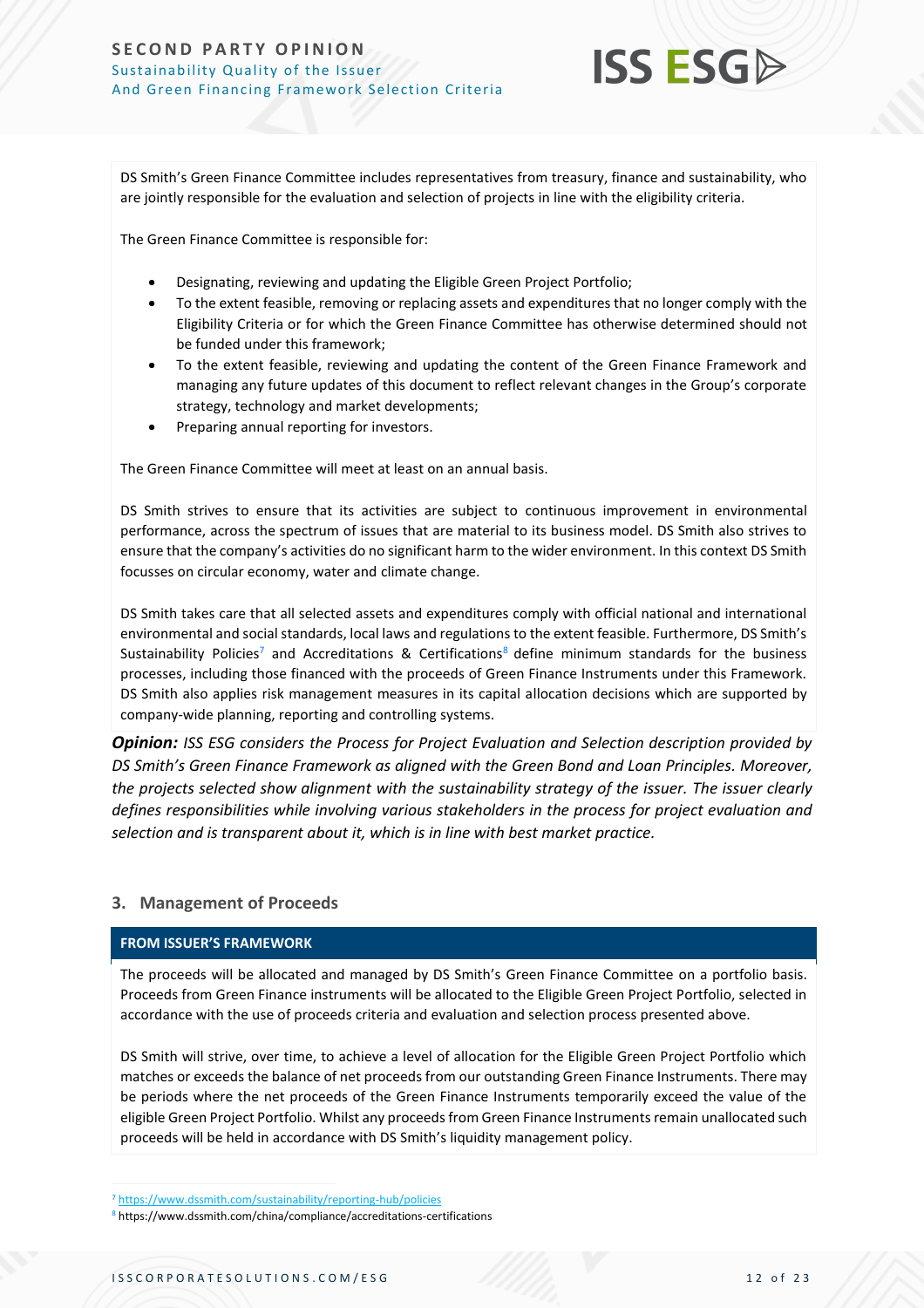DS Smith's Green Finance Committee includes representatives from treasury, finance and sustainability, who are jointly responsible for the evaluation and selection of projects in line with the eligibility criteria.

The Green Finance Committee is responsible for:

- Designating, reviewing and updating the Eligible Green Project Portfolio;
- To the extent feasible, removing or replacing assets and expenditures that no longer comply with the Eligibility Criteria or for which the Green Finance Committee has otherwise determined should not be funded under this framework;
- To the extent feasible, reviewing and updating the content of the Green Finance Framework and managing any future updates of this document to reflect relevant changes in the Group's corporate strategy, technology and market developments;
- Preparing annual reporting for investors.

The Green Finance Committee will meet at least on an annual basis.

DS Smith strives to ensure that its activities are subject to continuous improvement in environmental performance, across the spectrum of issues that are material to its business model. DS Smith also strives to ensure that the company's activities do no significant harm to the wider environment. In this context DS Smith focusses on circular economy, water and climate change.

DS Smith takes care that all selected assets and expenditures comply with official national and international environmental and social standards, local laws and regulations to the extent feasible. Furthermore, DS Smith's Sustainability Policies[7] and Accreditations & Certifications[8] define minimum standards for the business processes, including those financed with the proceeds of Green Finance Instruments under this Framework. DS Smith also applies risk management measures in its capital allocation decisions which are supported by company-wide planning, reporting and controlling systems.

***Opinion:*** *ISS ESG considers the Process for Project Evaluation and Selection description provided by DS Smith's Green Finance Framework as aligned with the Green Bond and Loan Principles. Moreover, the projects selected show alignment with the sustainability strategy of the issuer. The issuer clearly defines responsibilities while involving various stakeholders in the process for project evaluation and selection and is transparent about it, which is in line with best market practice.*

## 3. Management of Proceeds

**FROM ISSUER'S FRAMEWORK**

The proceeds will be allocated and managed by DS Smith's Green Finance Committee on a portfolio basis. Proceeds from Green Finance instruments will be allocated to the Eligible Green Project Portfolio, selected in accordance with the use of proceeds criteria and evaluation and selection process presented above.

DS Smith will strive, over time, to achieve a level of allocation for the Eligible Green Project Portfolio which matches or exceeds the balance of net proceeds from our outstanding Green Finance Instruments. There may be periods where the net proceeds of the Green Finance Instruments temporarily exceed the value of the eligible Green Project Portfolio. Whilst any proceeds from Green Finance Instruments remain unallocated such proceeds will be held in accordance with DS Smith's liquidity management policy.

---

[7] https://www.dssmith.com/sustainability/reporting-hub/policies

[8] https://www.dssmith.com/china/compliance/accreditations-certifications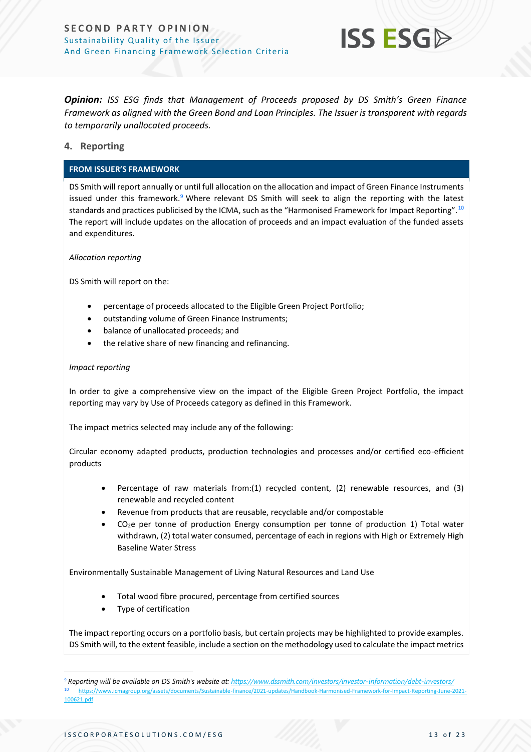***Opinion:*** *ISS ESG finds that Management of Proceeds proposed by DS Smith's Green Finance Framework as aligned with the Green Bond and Loan Principles. The Issuer is transparent with regards to temporarily unallocated proceeds.*

## 4. Reporting

**FROM ISSUER'S FRAMEWORK**

DS Smith will report annually or until full allocation on the allocation and impact of Green Finance Instruments issued under this framework.[9] Where relevant DS Smith will seek to align the reporting with the latest standards and practices publicised by the ICMA, such as the "Harmonised Framework for Impact Reporting".[10] The report will include updates on the allocation of proceeds and an impact evaluation of the funded assets and expenditures.

*Allocation reporting*

DS Smith will report on the:

- percentage of proceeds allocated to the Eligible Green Project Portfolio;
- outstanding volume of Green Finance Instruments;
- balance of unallocated proceeds; and
- the relative share of new financing and refinancing.

*Impact reporting*

In order to give a comprehensive view on the impact of the Eligible Green Project Portfolio, the impact reporting may vary by Use of Proceeds category as defined in this Framework.

The impact metrics selected may include any of the following:

Circular economy adapted products, production technologies and processes and/or certified eco-efficient products

- Percentage of raw materials from:(1) recycled content, (2) renewable resources, and (3) renewable and recycled content
- Revenue from products that are reusable, recyclable and/or compostable
- $CO_2e$ per tonne of production Energy consumption per tonne of production 1) Total water withdrawn, (2) total water consumed, percentage of each in regions with High or Extremely High Baseline Water Stress

Environmentally Sustainable Management of Living Natural Resources and Land Use

- Total wood fibre procured, percentage from certified sources
- Type of certification

The impact reporting occurs on a portfolio basis, but certain projects may be highlighted to provide examples. DS Smith will, to the extent feasible, include a section on the methodology used to calculate the impact metrics

---

[9] *Reporting will be available on DS Smith's website at: https://www.dssmith.com/investors/investor-information/debt-investors/*

[10] https://www.icmagroup.org/assets/documents/Sustainable-finance/2021-updates/Handbook-Harmonised-Framework-for-Impact-Reporting-June-2021-100621.pdf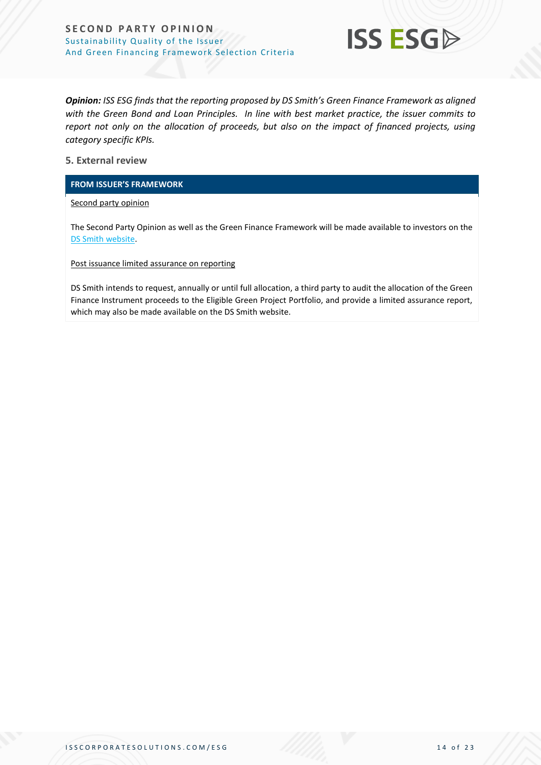***Opinion:** ISS ESG finds that the reporting proposed by DS Smith's Green Finance Framework as aligned with the Green Bond and Loan Principles. In line with best market practice, the issuer commits to report not only on the allocation of proceeds, but also on the impact of financed projects, using category specific KPIs.*

## 5. External review

**FROM ISSUER'S FRAMEWORK**

Second party opinion

The Second Party Opinion as well as the Green Finance Framework will be made available to investors on the DS Smith website.

Post issuance limited assurance on reporting

DS Smith intends to request, annually or until full allocation, a third party to audit the allocation of the Green Finance Instrument proceeds to the Eligible Green Project Portfolio, and provide a limited assurance report, which may also be made available on the DS Smith website.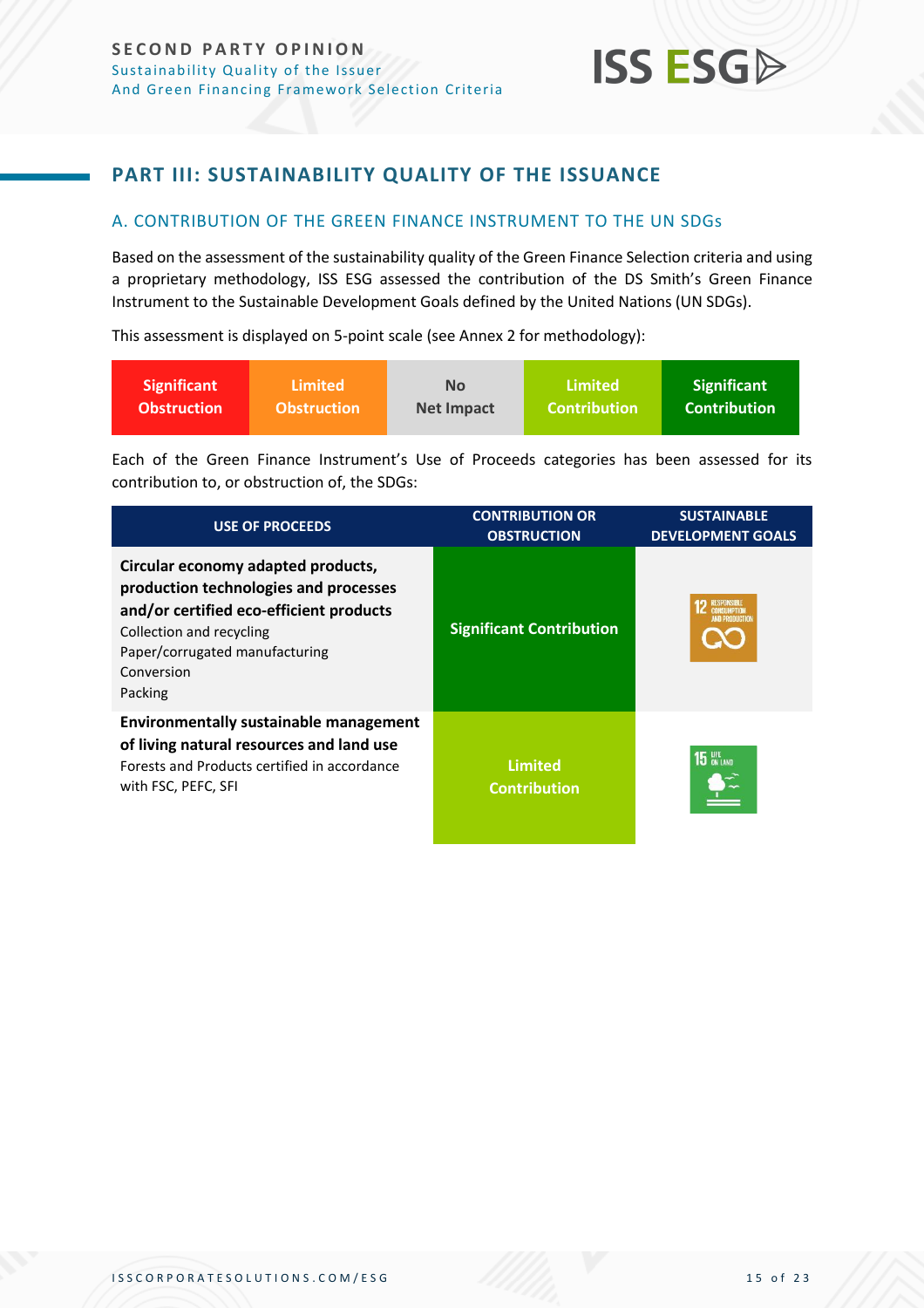## PART III: SUSTAINABILITY QUALITY OF THE ISSUANCE

### A. CONTRIBUTION OF THE GREEN FINANCE INSTRUMENT TO THE UN SDGs

Based on the assessment of the sustainability quality of the Green Finance Selection criteria and using a proprietary methodology, ISS ESG assessed the contribution of the DS Smith's Green Finance Instrument to the Sustainable Development Goals defined by the United Nations (UN SDGs).

This assessment is displayed on 5-point scale (see Annex 2 for methodology):

| Significant Obstruction | Limited Obstruction | No Net Impact | Limited Contribution | Significant Contribution |
|---|---|---|---|---|

Each of the Green Finance Instrument's Use of Proceeds categories has been assessed for its contribution to, or obstruction of, the SDGs:

| USE OF PROCEEDS | CONTRIBUTION OR OBSTRUCTION | SUSTAINABLE DEVELOPMENT GOALS |
|---|---|---|
| **Circular economy adapted products, production technologies and processes and/or certified eco-efficient products**<br>Collection and recycling<br>Paper/corrugated manufacturing<br>Conversion<br>Packing | Significant Contribution | 12 RESPONSIBLE CONSUMPTION AND PRODUCTION |
| **Environmentally sustainable management of living natural resources and land use**<br>Forests and Products certified in accordance with FSC, PEFC, SFI | Limited Contribution | 15 LIFE ON LAND |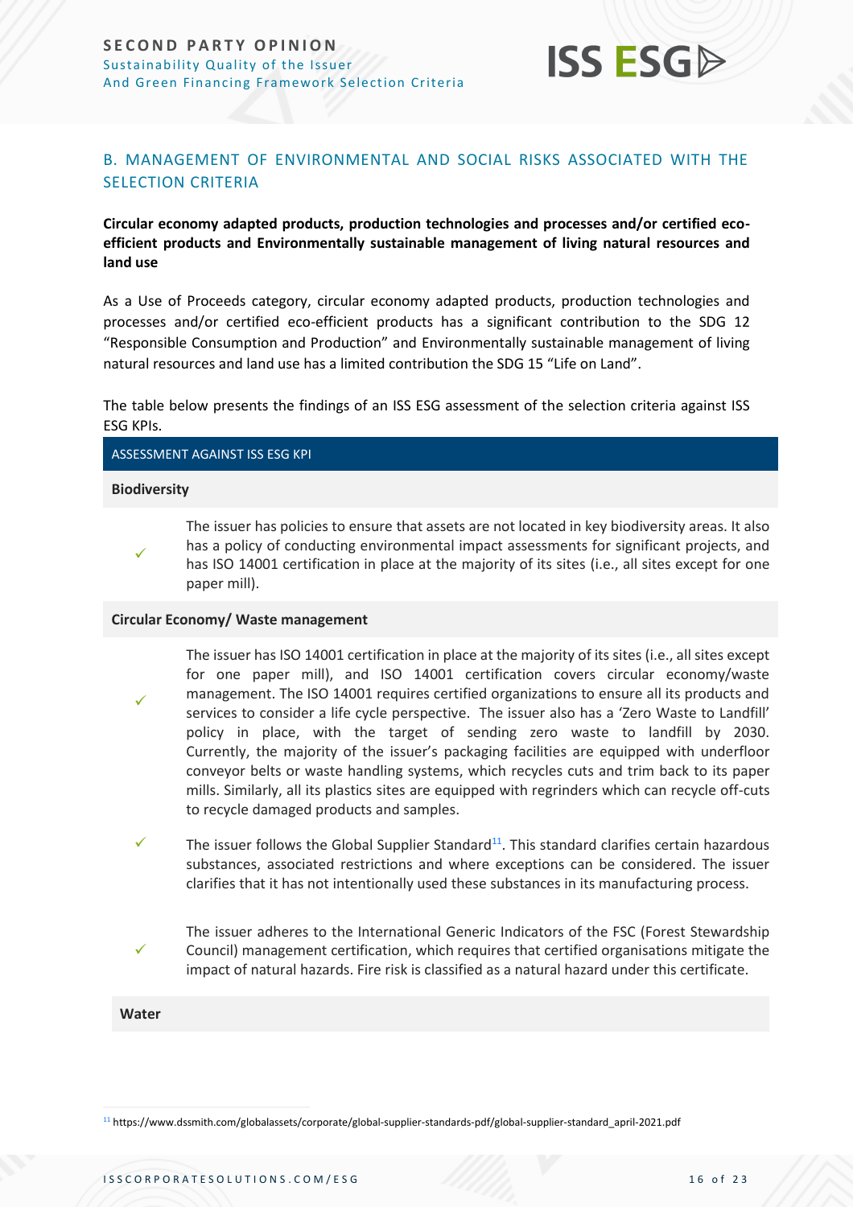## B. MANAGEMENT OF ENVIRONMENTAL AND SOCIAL RISKS ASSOCIATED WITH THE SELECTION CRITERIA

**Circular economy adapted products, production technologies and processes and/or certified eco-efficient products and Environmentally sustainable management of living natural resources and land use**

As a Use of Proceeds category, circular economy adapted products, production technologies and processes and/or certified eco-efficient products has a significant contribution to the SDG 12 "Responsible Consumption and Production" and Environmentally sustainable management of living natural resources and land use has a limited contribution the SDG 15 "Life on Land".

The table below presents the findings of an ISS ESG assessment of the selection criteria against ISS ESG KPIs.

| ASSESSMENT AGAINST ISS ESG KPI | |
|---|---|
| **Biodiversity** | |
| ✓ | The issuer has policies to ensure that assets are not located in key biodiversity areas. It also has a policy of conducting environmental impact assessments for significant projects, and has ISO 14001 certification in place at the majority of its sites (i.e., all sites except for one paper mill). |
| **Circular Economy/ Waste management** | |
| ✓ | The issuer has ISO 14001 certification in place at the majority of its sites (i.e., all sites except for one paper mill), and ISO 14001 certification covers circular economy/waste management. The ISO 14001 requires certified organizations to ensure all its products and services to consider a life cycle perspective. The issuer also has a 'Zero Waste to Landfill' policy in place, with the target of sending zero waste to landfill by 2030. Currently, the majority of the issuer's packaging facilities are equipped with underfloor conveyor belts or waste handling systems, which recycles cuts and trim back to its paper mills. Similarly, all its plastics sites are equipped with regrinders which can recycle off-cuts to recycle damaged products and samples. |
| ✓ | The issuer follows the Global Supplier Standard[11]. This standard clarifies certain hazardous substances, associated restrictions and where exceptions can be considered. The issuer clarifies that it has not intentionally used these substances in its manufacturing process. |
| ✓ | The issuer adheres to the International Generic Indicators of the FSC (Forest Stewardship Council) management certification, which requires that certified organisations mitigate the impact of natural hazards. Fire risk is classified as a natural hazard under this certificate. |
| **Water** | |

[11] https://www.dssmith.com/globalassets/corporate/global-supplier-standards-pdf/global-supplier-standard_april-2021.pdf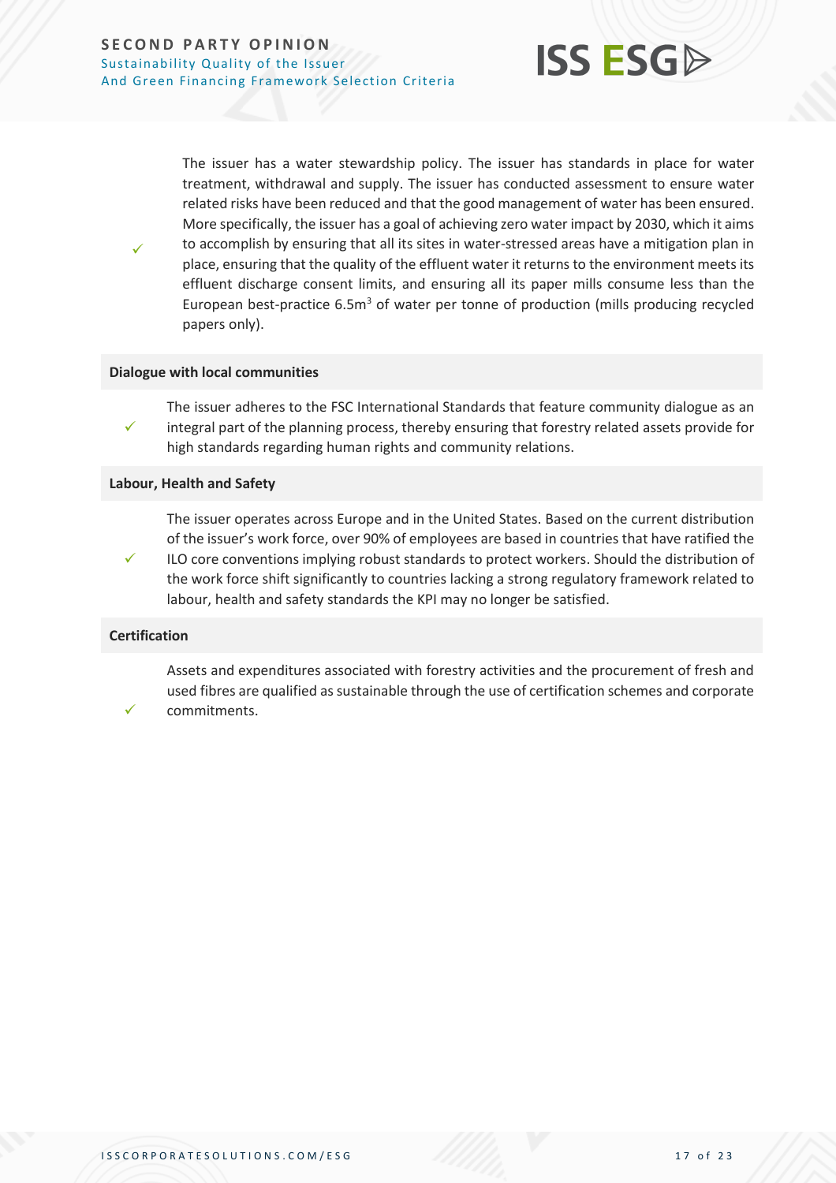✓ The issuer has a water stewardship policy. The issuer has standards in place for water treatment, withdrawal and supply. The issuer has conducted assessment to ensure water related risks have been reduced and that the good management of water has been ensured. More specifically, the issuer has a goal of achieving zero water impact by 2030, which it aims to accomplish by ensuring that all its sites in water-stressed areas have a mitigation plan in place, ensuring that the quality of the effluent water it returns to the environment meets its effluent discharge consent limits, and ensuring all its paper mills consume less than the European best-practice 6.5m$^3$ of water per tonne of production (mills producing recycled papers only).

**Dialogue with local communities**

✓ The issuer adheres to the FSC International Standards that feature community dialogue as an integral part of the planning process, thereby ensuring that forestry related assets provide for high standards regarding human rights and community relations.

**Labour, Health and Safety**

✓ The issuer operates across Europe and in the United States. Based on the current distribution of the issuer's work force, over 90% of employees are based in countries that have ratified the ILO core conventions implying robust standards to protect workers. Should the distribution of the work force shift significantly to countries lacking a strong regulatory framework related to labour, health and safety standards the KPI may no longer be satisfied.

**Certification**

✓ Assets and expenditures associated with forestry activities and the procurement of fresh and used fibres are qualified as sustainable through the use of certification schemes and corporate commitments.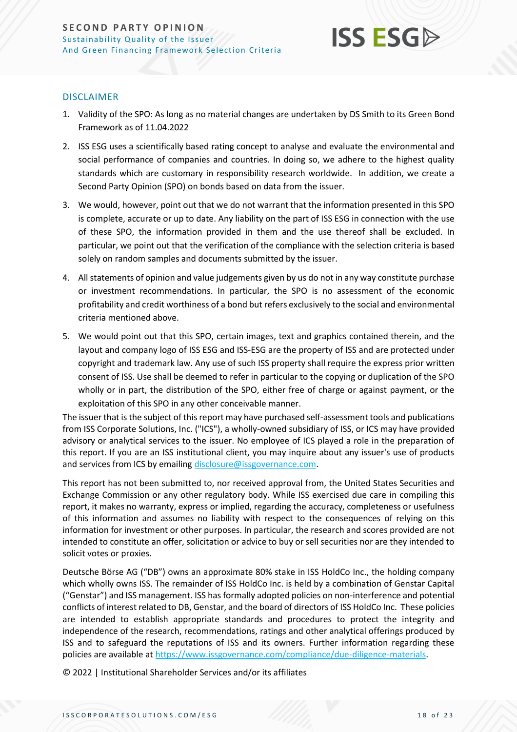## DISCLAIMER

1. Validity of the SPO: As long as no material changes are undertaken by DS Smith to its Green Bond Framework as of 11.04.2022
2. ISS ESG uses a scientifically based rating concept to analyse and evaluate the environmental and social performance of companies and countries. In doing so, we adhere to the highest quality standards which are customary in responsibility research worldwide. In addition, we create a Second Party Opinion (SPO) on bonds based on data from the issuer.
3. We would, however, point out that we do not warrant that the information presented in this SPO is complete, accurate or up to date. Any liability on the part of ISS ESG in connection with the use of these SPO, the information provided in them and the use thereof shall be excluded. In particular, we point out that the verification of the compliance with the selection criteria is based solely on random samples and documents submitted by the issuer.
4. All statements of opinion and value judgements given by us do not in any way constitute purchase or investment recommendations. In particular, the SPO is no assessment of the economic profitability and credit worthiness of a bond but refers exclusively to the social and environmental criteria mentioned above.
5. We would point out that this SPO, certain images, text and graphics contained therein, and the layout and company logo of ISS ESG and ISS-ESG are the property of ISS and are protected under copyright and trademark law. Any use of such ISS property shall require the express prior written consent of ISS. Use shall be deemed to refer in particular to the copying or duplication of the SPO wholly or in part, the distribution of the SPO, either free of charge or against payment, or the exploitation of this SPO in any other conceivable manner.

The issuer that is the subject of this report may have purchased self-assessment tools and publications from ISS Corporate Solutions, Inc. ("ICS"), a wholly-owned subsidiary of ISS, or ICS may have provided advisory or analytical services to the issuer. No employee of ICS played a role in the preparation of this report. If you are an ISS institutional client, you may inquire about any issuer's use of products and services from ICS by emailing disclosure@issgovernance.com.

This report has not been submitted to, nor received approval from, the United States Securities and Exchange Commission or any other regulatory body. While ISS exercised due care in compiling this report, it makes no warranty, express or implied, regarding the accuracy, completeness or usefulness of this information and assumes no liability with respect to the consequences of relying on this information for investment or other purposes. In particular, the research and scores provided are not intended to constitute an offer, solicitation or advice to buy or sell securities nor are they intended to solicit votes or proxies.

Deutsche Börse AG ("DB") owns an approximate 80% stake in ISS HoldCo Inc., the holding company which wholly owns ISS. The remainder of ISS HoldCo Inc. is held by a combination of Genstar Capital ("Genstar") and ISS management. ISS has formally adopted policies on non-interference and potential conflicts of interest related to DB, Genstar, and the board of directors of ISS HoldCo Inc. These policies are intended to establish appropriate standards and procedures to protect the integrity and independence of the research, recommendations, ratings and other analytical offerings produced by ISS and to safeguard the reputations of ISS and its owners. Further information regarding these policies are available at https://www.issgovernance.com/compliance/due-diligence-materials.

© 2022 | Institutional Shareholder Services and/or its affiliates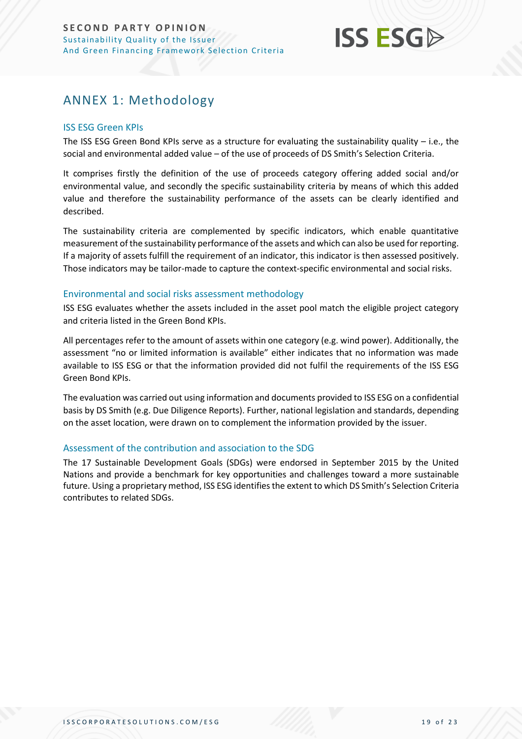# ANNEX 1: Methodology

## ISS ESG Green KPIs

The ISS ESG Green Bond KPIs serve as a structure for evaluating the sustainability quality – i.e., the social and environmental added value – of the use of proceeds of DS Smith's Selection Criteria.

It comprises firstly the definition of the use of proceeds category offering added social and/or environmental value, and secondly the specific sustainability criteria by means of which this added value and therefore the sustainability performance of the assets can be clearly identified and described.

The sustainability criteria are complemented by specific indicators, which enable quantitative measurement of the sustainability performance of the assets and which can also be used for reporting. If a majority of assets fulfill the requirement of an indicator, this indicator is then assessed positively. Those indicators may be tailor-made to capture the context-specific environmental and social risks.

## Environmental and social risks assessment methodology

ISS ESG evaluates whether the assets included in the asset pool match the eligible project category and criteria listed in the Green Bond KPIs.

All percentages refer to the amount of assets within one category (e.g. wind power). Additionally, the assessment "no or limited information is available" either indicates that no information was made available to ISS ESG or that the information provided did not fulfil the requirements of the ISS ESG Green Bond KPIs.

The evaluation was carried out using information and documents provided to ISS ESG on a confidential basis by DS Smith (e.g. Due Diligence Reports). Further, national legislation and standards, depending on the asset location, were drawn on to complement the information provided by the issuer.

## Assessment of the contribution and association to the SDG

The 17 Sustainable Development Goals (SDGs) were endorsed in September 2015 by the United Nations and provide a benchmark for key opportunities and challenges toward a more sustainable future. Using a proprietary method, ISS ESG identifies the extent to which DS Smith's Selection Criteria contributes to related SDGs.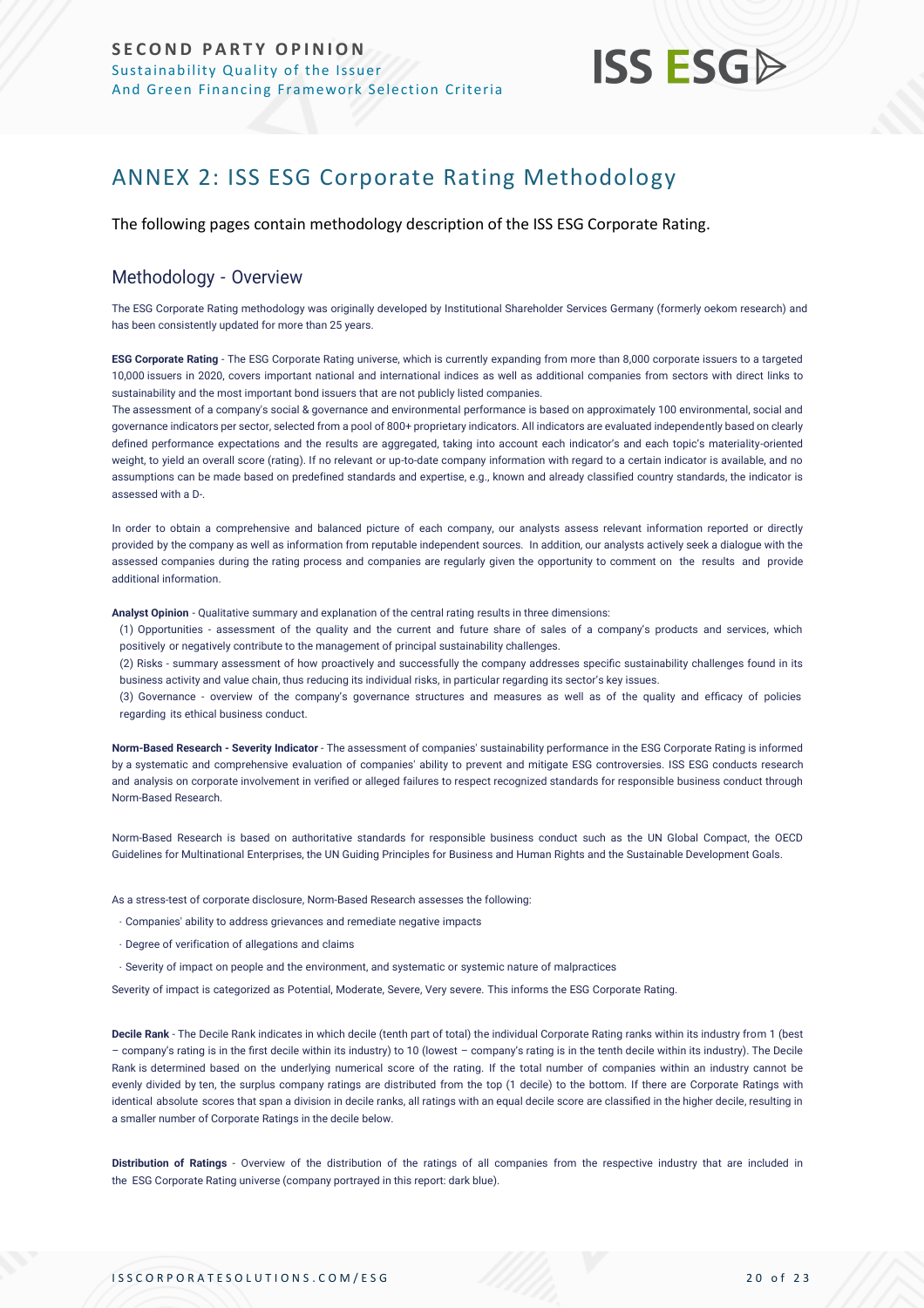## ANNEX 2: ISS ESG Corporate Rating Methodology

The following pages contain methodology description of the ISS ESG Corporate Rating.

### Methodology - Overview

The ESG Corporate Rating methodology was originally developed by Institutional Shareholder Services Germany (formerly oekom research) and has been consistently updated for more than 25 years.

**ESG Corporate Rating** - The ESG Corporate Rating universe, which is currently expanding from more than 8,000 corporate issuers to a targeted 10,000 issuers in 2020, covers important national and international indices as well as additional companies from sectors with direct links to sustainability and the most important bond issuers that are not publicly listed companies.

The assessment of a company's social & governance and environmental performance is based on approximately 100 environmental, social and governance indicators per sector, selected from a pool of 800+ proprietary indicators. All indicators are evaluated independently based on clearly defined performance expectations and the results are aggregated, taking into account each indicator's and each topic's materiality-oriented weight, to yield an overall score (rating). If no relevant or up-to-date company information with regard to a certain indicator is available, and no assumptions can be made based on predefined standards and expertise, e.g., known and already classified country standards, the indicator is assessed with a D-.

In order to obtain a comprehensive and balanced picture of each company, our analysts assess relevant information reported or directly provided by the company as well as information from reputable independent sources. In addition, our analysts actively seek a dialogue with the assessed companies during the rating process and companies are regularly given the opportunity to comment on the results and provide additional information.

**Analyst Opinion** - Qualitative summary and explanation of the central rating results in three dimensions:

(1) Opportunities - assessment of the quality and the current and future share of sales of a company's products and services, which positively or negatively contribute to the management of principal sustainability challenges.

(2) Risks - summary assessment of how proactively and successfully the company addresses specific sustainability challenges found in its business activity and value chain, thus reducing its individual risks, in particular regarding its sector's key issues.

(3) Governance - overview of the company's governance structures and measures as well as of the quality and efficacy of policies regarding its ethical business conduct.

**Norm-Based Research - Severity Indicator** - The assessment of companies' sustainability performance in the ESG Corporate Rating is informed by a systematic and comprehensive evaluation of companies' ability to prevent and mitigate ESG controversies. ISS ESG conducts research and analysis on corporate involvement in verified or alleged failures to respect recognized standards for responsible business conduct through Norm-Based Research.

Norm-Based Research is based on authoritative standards for responsible business conduct such as the UN Global Compact, the OECD Guidelines for Multinational Enterprises, the UN Guiding Principles for Business and Human Rights and the Sustainable Development Goals.

As a stress-test of corporate disclosure, Norm-Based Research assesses the following:

- Companies' ability to address grievances and remediate negative impacts
- Degree of verification of allegations and claims
- Severity of impact on people and the environment, and systematic or systemic nature of malpractices

Severity of impact is categorized as Potential, Moderate, Severe, Very severe. This informs the ESG Corporate Rating.

**Decile Rank** - The Decile Rank indicates in which decile (tenth part of total) the individual Corporate Rating ranks within its industry from 1 (best – company's rating is in the first decile within its industry) to 10 (lowest – company's rating is in the tenth decile within its industry). The Decile Rank is determined based on the underlying numerical score of the rating. If the total number of companies within an industry cannot be evenly divided by ten, the surplus company ratings are distributed from the top (1 decile) to the bottom. If there are Corporate Ratings with identical absolute scores that span a division in decile ranks, all ratings with an equal decile score are classified in the higher decile, resulting in a smaller number of Corporate Ratings in the decile below.

**Distribution of Ratings** - Overview of the distribution of the ratings of all companies from the respective industry that are included in the ESG Corporate Rating universe (company portrayed in this report: dark blue).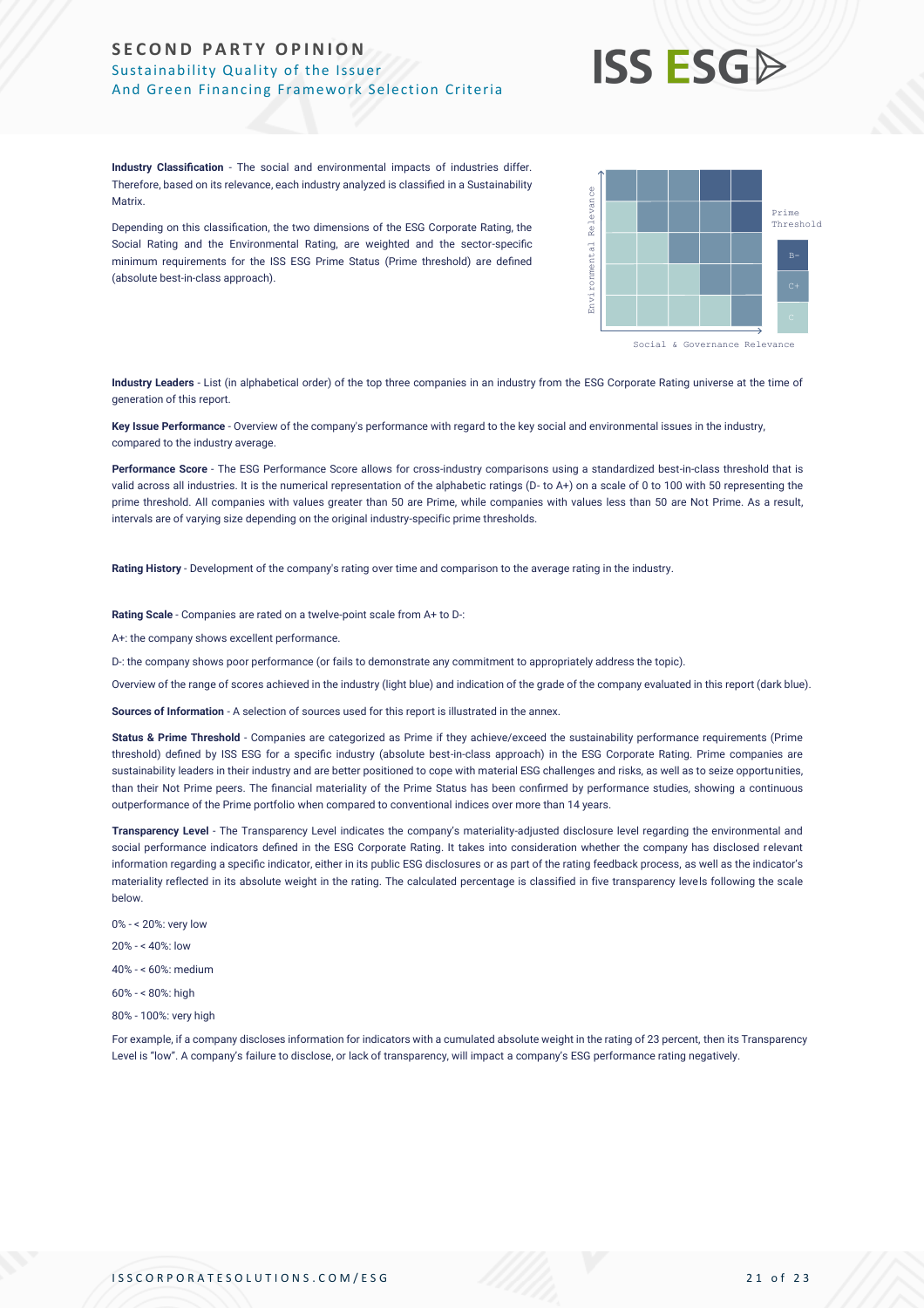**Industry Classification** - The social and environmental impacts of industries differ. Therefore, based on its relevance, each industry analyzed is classified in a Sustainability Matrix.

Depending on this classification, the two dimensions of the ESG Corporate Rating, the Social Rating and the Environmental Rating, are weighted and the sector-specific minimum requirements for the ISS ESG Prime Status (Prime threshold) are defined (absolute best-in-class approach).

**Industry Leaders** - List (in alphabetical order) of the top three companies in an industry from the ESG Corporate Rating universe at the time of generation of this report.

**Key Issue Performance** - Overview of the company's performance with regard to the key social and environmental issues in the industry, compared to the industry average.

**Performance Score** - The ESG Performance Score allows for cross-industry comparisons using a standardized best-in-class threshold that is valid across all industries. It is the numerical representation of the alphabetic ratings (D- to A+) on a scale of 0 to 100 with 50 representing the prime threshold. All companies with values greater than 50 are Prime, while companies with values less than 50 are Not Prime. As a result, intervals are of varying size depending on the original industry-specific prime thresholds.

**Rating History** - Development of the company's rating over time and comparison to the average rating in the industry.

**Rating Scale** - Companies are rated on a twelve-point scale from A+ to D-:

A+: the company shows excellent performance.

D-: the company shows poor performance (or fails to demonstrate any commitment to appropriately address the topic).

Overview of the range of scores achieved in the industry (light blue) and indication of the grade of the company evaluated in this report (dark blue).

**Sources of Information** - A selection of sources used for this report is illustrated in the annex.

**Status & Prime Threshold** - Companies are categorized as Prime if they achieve/exceed the sustainability performance requirements (Prime threshold) defined by ISS ESG for a specific industry (absolute best-in-class approach) in the ESG Corporate Rating. Prime companies are sustainability leaders in their industry and are better positioned to cope with material ESG challenges and risks, as well as to seize opportunities, than their Not Prime peers. The financial materiality of the Prime Status has been confirmed by performance studies, showing a continuous outperformance of the Prime portfolio when compared to conventional indices over more than 14 years.

**Transparency Level** - The Transparency Level indicates the company's materiality-adjusted disclosure level regarding the environmental and social performance indicators defined in the ESG Corporate Rating. It takes into consideration whether the company has disclosed relevant information regarding a specific indicator, either in its public ESG disclosures or as part of the rating feedback process, as well as the indicator's materiality reflected in its absolute weight in the rating. The calculated percentage is classified in five transparency levels following the scale below.

0% - < 20%: very low

20% - < 40%: low

40% - < 60%: medium

60% - < 80%: high

80% - 100%: very high

For example, if a company discloses information for indicators with a cumulated absolute weight in the rating of 23 percent, then its Transparency Level is "low". A company's failure to disclose, or lack of transparency, will impact a company's ESG performance rating negatively.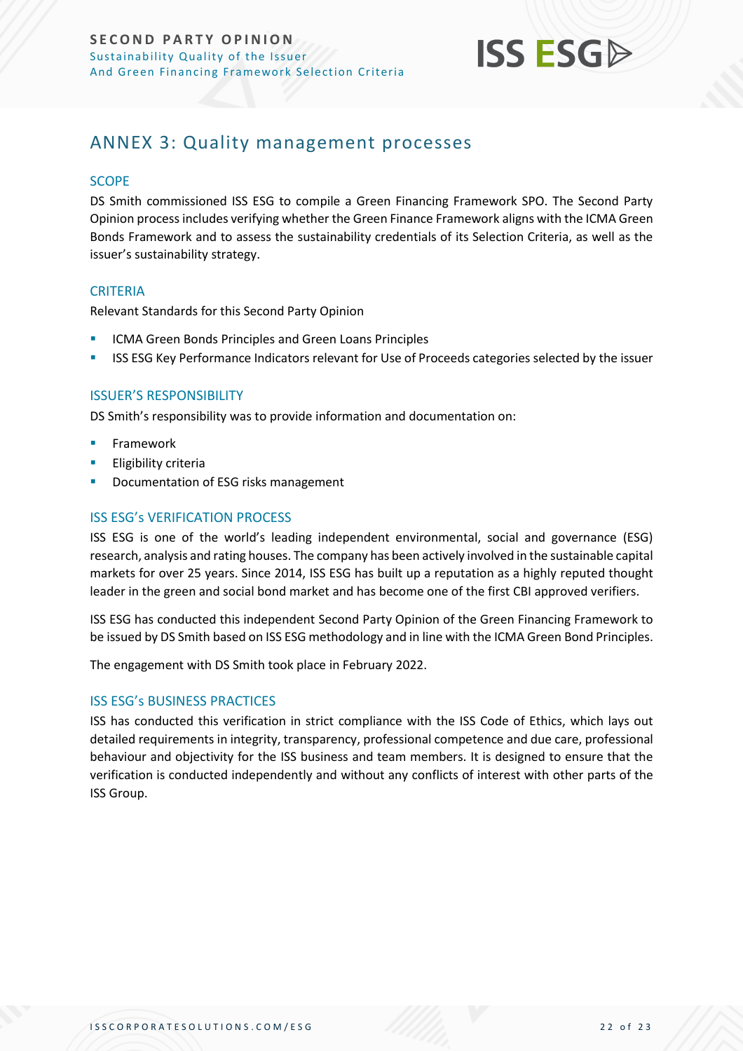## ANNEX 3: Quality management processes

### SCOPE

DS Smith commissioned ISS ESG to compile a Green Financing Framework SPO. The Second Party Opinion process includes verifying whether the Green Finance Framework aligns with the ICMA Green Bonds Framework and to assess the sustainability credentials of its Selection Criteria, as well as the issuer's sustainability strategy.

### CRITERIA

Relevant Standards for this Second Party Opinion

- ICMA Green Bonds Principles and Green Loans Principles
- ISS ESG Key Performance Indicators relevant for Use of Proceeds categories selected by the issuer

### ISSUER'S RESPONSIBILITY

DS Smith's responsibility was to provide information and documentation on:

- Framework
- Eligibility criteria
- Documentation of ESG risks management

### ISS ESG's VERIFICATION PROCESS

ISS ESG is one of the world's leading independent environmental, social and governance (ESG) research, analysis and rating houses. The company has been actively involved in the sustainable capital markets for over 25 years. Since 2014, ISS ESG has built up a reputation as a highly reputed thought leader in the green and social bond market and has become one of the first CBI approved verifiers.

ISS ESG has conducted this independent Second Party Opinion of the Green Financing Framework to be issued by DS Smith based on ISS ESG methodology and in line with the ICMA Green Bond Principles.

The engagement with DS Smith took place in February 2022.

### ISS ESG's BUSINESS PRACTICES

ISS has conducted this verification in strict compliance with the ISS Code of Ethics, which lays out detailed requirements in integrity, transparency, professional competence and due care, professional behaviour and objectivity for the ISS business and team members. It is designed to ensure that the verification is conducted independently and without any conflicts of interest with other parts of the ISS Group.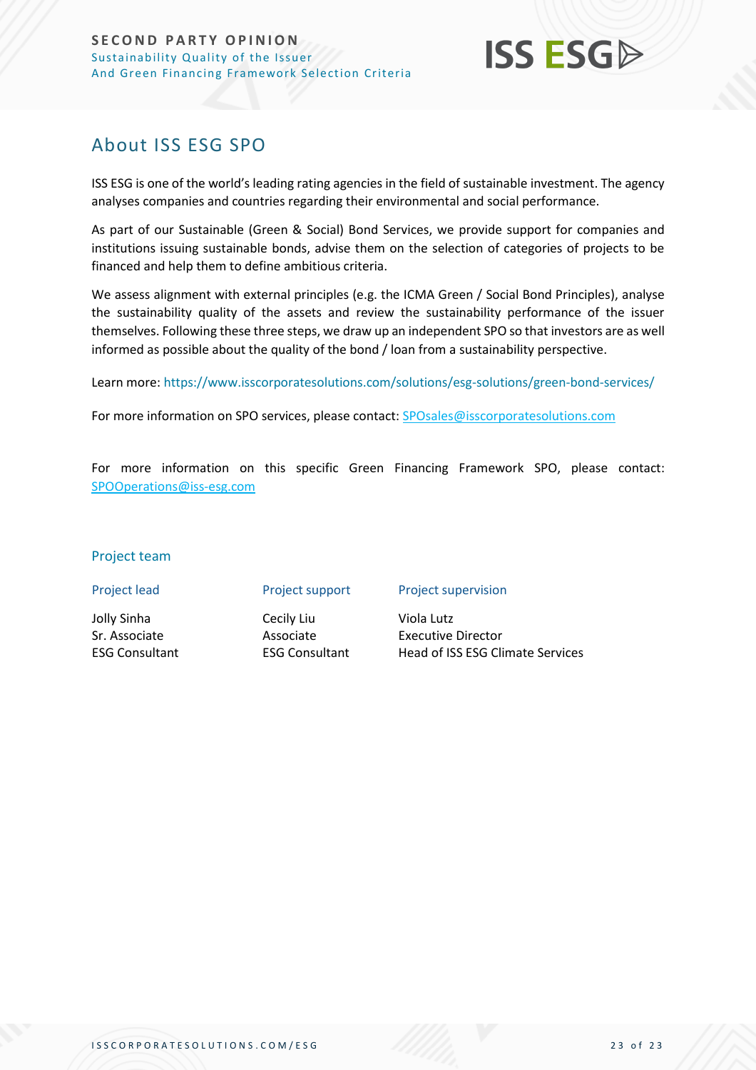## About ISS ESG SPO

ISS ESG is one of the world's leading rating agencies in the field of sustainable investment. The agency analyses companies and countries regarding their environmental and social performance.

As part of our Sustainable (Green & Social) Bond Services, we provide support for companies and institutions issuing sustainable bonds, advise them on the selection of categories of projects to be financed and help them to define ambitious criteria.

We assess alignment with external principles (e.g. the ICMA Green / Social Bond Principles), analyse the sustainability quality of the assets and review the sustainability performance of the issuer themselves. Following these three steps, we draw up an independent SPO so that investors are as well informed as possible about the quality of the bond / loan from a sustainability perspective.

Learn more: https://www.isscorporatesolutions.com/solutions/esg-solutions/green-bond-services/

For more information on SPO services, please contact: SPOsales@isscorporatesolutions.com

For more information on this specific Green Financing Framework SPO, please contact: SPOOperations@iss-esg.com

### Project team

| Project lead | Project support | Project supervision |
|---|---|---|
| Jolly Sinha<br>Sr. Associate<br>ESG Consultant | Cecily Liu<br>Associate<br>ESG Consultant | Viola Lutz<br>Executive Director<br>Head of ISS ESG Climate Services |